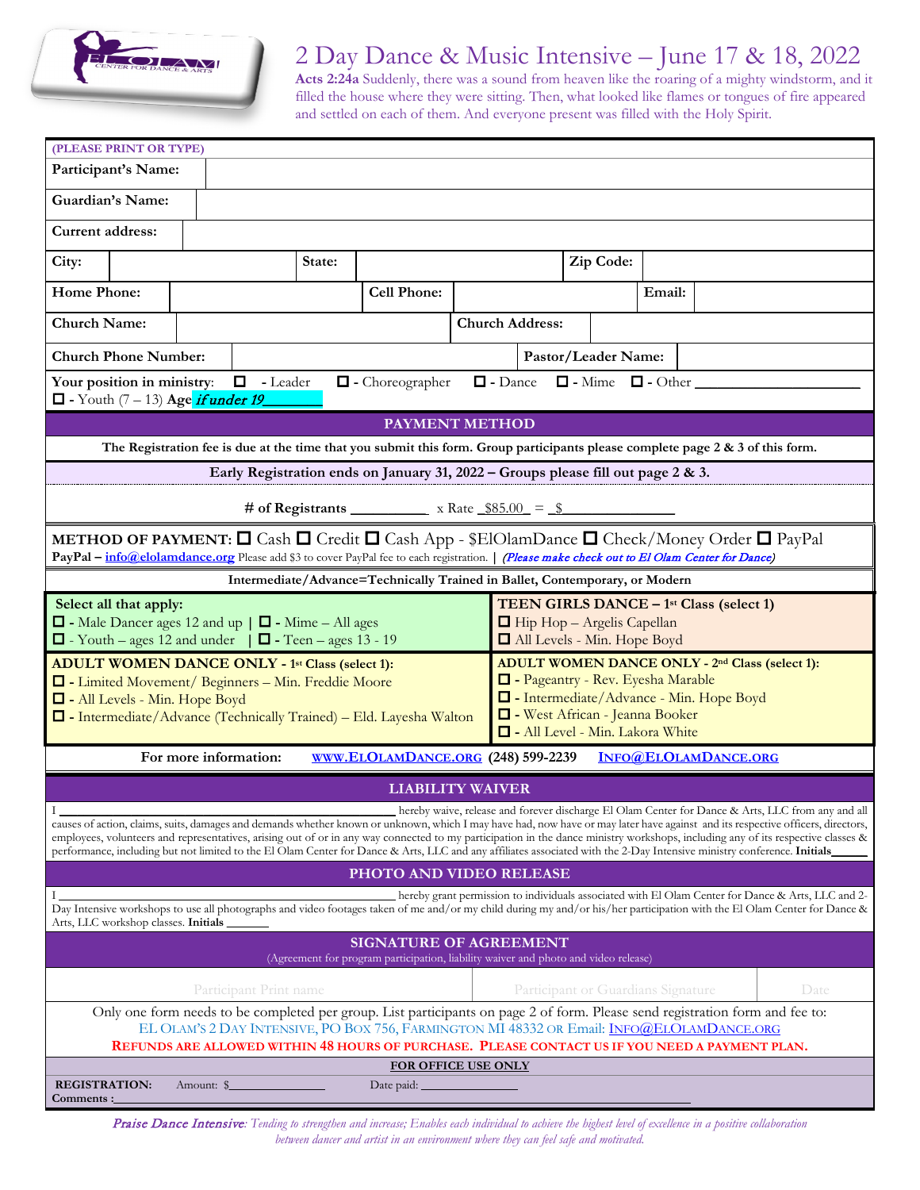# 2 Day Dance & Music Intensive – June 17 & 18, 2022

**Acts 2:24a** Suddenly, there was a sound from heaven like the roaring of a mighty windstorm, and it filled the house where they were sitting. Then, what looked like flames or tongues of fire appeared and settled on each of them. And everyone present was filled with the Holy Spirit.

**(PLEASE PRINT OR TYPE)**

**Participant's Name:**

**Guardian's Name:**

**Current address:**

**City:** | **State:** | **Zip Code:**

**Home Phone:** | **Cell Phone:** | **Email:**

**Church Name:** | **Church Address:**

**Church Phone Number:** | **Pastor/Leader Name:**

**Your position in ministry:** ☐ - Leader ☐ - Choreographer ☐ - Dance ☐ - Mime ☐ - Other ____________________
☐ - Youth (7 – 13) **Age** *if under 19*________

## PAYMENT METHOD

**The Registration fee is due at the time that you submit this form. Group participants please complete page 2 & 3 of this form.**

**Early Registration ends on January 31, 2022 – Groups please fill out page 2 & 3.**

**# of Registrants** __________ x Rate _$85.00_ = _$______________

**METHOD OF PAYMENT:** ☐ Cash ☐ Credit ☐ Cash App - $ElOlamDance ☐ Check/Money Order ☐ PayPal
**PayPal –** info@elolamdance.org Please add $3 to cover PayPal fee to each registration. | *(Please make check out to El Olam Center for Dance)*

**Intermediate/Advance=Technically Trained in Ballet, Contemporary, or Modern**

**Select all that apply:**
☐ - Male Dancer ages 12 and up | ☐ - Mime – All ages
☐ - Youth – ages 12 and under | ☐ - Teen – ages 13 - 19

**TEEN GIRLS DANCE – 1st Class (select 1)**
☐ Hip Hop – Argelis Capellan
☐ All Levels - Min. Hope Boyd

**ADULT WOMEN DANCE ONLY - 1st Class (select 1):**
☐ - Limited Movement/ Beginners – Min. Freddie Moore
☐ - All Levels - Min. Hope Boyd
☐ - Intermediate/Advance (Technically Trained) – Eld. Layesha Walton

**ADULT WOMEN DANCE ONLY - 2nd Class (select 1):**
☐ - Pageantry - Rev. Eyesha Marable
☐ - Intermediate/Advance - Min. Hope Boyd
☐ - West African - Jeanna Booker
☐ - All Level - Min. Lakora White

**For more information:** WWW.ELOLAMDANCE.ORG (248) 599-2239 INFO@ELOLAMDANCE.ORG

## LIABILITY WAIVER

I ______________________________ hereby waive, release and forever discharge El Olam Center for Dance & Arts, LLC from any and all causes of action, claims, suits, damages and demands whether known or unknown, which I may have had, now have or may later have against and its respective officers, directors, employees, volunteers and representatives, arising out of or in any way connected to my participation in the dance ministry workshops, including any of its respective classes & performance, including but not limited to the El Olam Center for Dance & Arts, LLC and any affiliates associated with the 2-Day Intensive ministry conference. **Initials**______

## PHOTO AND VIDEO RELEASE

I ______________________________ hereby grant permission to individuals associated with El Olam Center for Dance & Arts, LLC and 2-Day Intensive workshops to use all photographs and video footages taken of me and/or my child during my and/or his/her participation with the El Olam Center for Dance & Arts, LLC workshop classes. **Initials** _______

## SIGNATURE OF AGREEMENT

(Agreement for program participation, liability waiver and photo and video release)

| Participant Print name | Participant or Guardians Signature | Date |
|---|---|---|
| | | |

Only one form needs to be completed per group. List participants on page 2 of form. Please send registration form and fee to: EL OLAM'S 2 DAY INTENSIVE, PO BOX 756, FARMINGTON MI 48332 OR Email: INFO@ELOLAMDANCE.ORG

**REFUNDS ARE ALLOWED WITHIN 48 HOURS OF PURCHASE. PLEASE CONTACT US IF YOU NEED A PAYMENT PLAN.**

**FOR OFFICE USE ONLY**

**REGISTRATION:** Amount: $______________ Date paid: ______________
**Comments :**____________________________________________

*Praise Dance Intensive: Tending to strengthen and increase; Enables each individual to achieve the highest level of excellence in a positive collaboration between dancer and artist in an environment where they can feel safe and motivated.*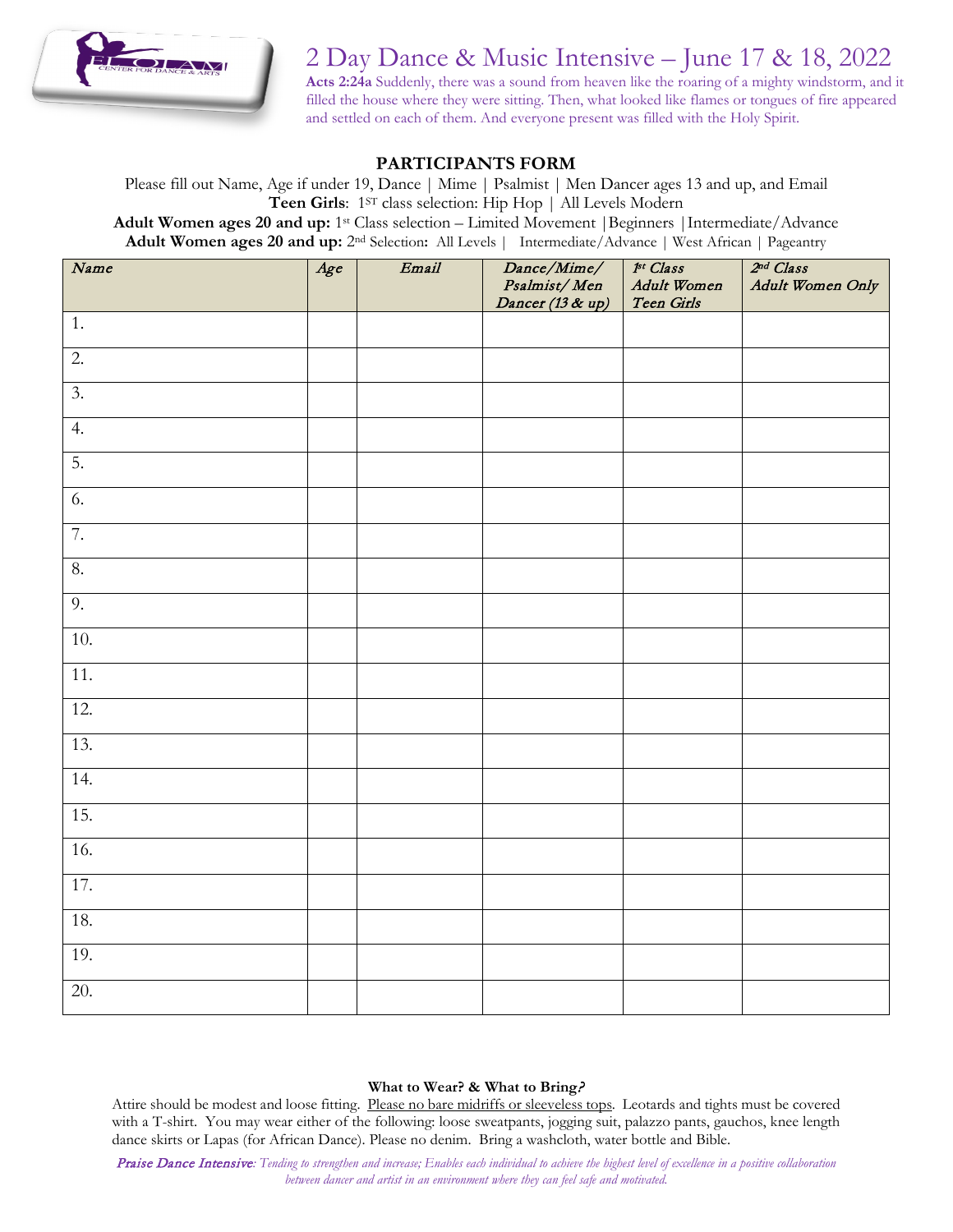# 2 Day Dance & Music Intensive – June 17 & 18, 2022

**Acts 2:24a** Suddenly, there was a sound from heaven like the roaring of a mighty windstorm, and it filled the house where they were sitting. Then, what looked like flames or tongues of fire appeared and settled on each of them. And everyone present was filled with the Holy Spirit.

## PARTICIPANTS FORM

Please fill out Name, Age if under 19, Dance | Mime | Psalmist | Men Dancer ages 13 and up, and Email

**Teen Girls**: 1ST class selection: Hip Hop | All Levels Modern

**Adult Women ages 20 and up:** 1st Class selection – Limited Movement | Beginners | Intermediate/Advance

**Adult Women ages 20 and up:** 2nd Selection**:** All Levels | Intermediate/Advance | West African | Pageantry

| *Name* | *Age* | *Email* | *Dance/Mime/ Psalmist/ Men Dancer (13 & up)* | *1st Class Adult Women Teen Girls* | *2nd Class Adult Women Only* |
|---|---|---|---|---|---|
| 1. | | | | | |
| 2. | | | | | |
| 3. | | | | | |
| 4. | | | | | |
| 5. | | | | | |
| 6. | | | | | |
| 7. | | | | | |
| 8. | | | | | |
| 9. | | | | | |
| 10. | | | | | |
| 11. | | | | | |
| 12. | | | | | |
| 13. | | | | | |
| 14. | | | | | |
| 15. | | | | | |
| 16. | | | | | |
| 17. | | | | | |
| 18. | | | | | |
| 19. | | | | | |
| 20. | | | | | |

**What to Wear? & What to Bring?**

Attire should be modest and loose fitting. Please no bare midriffs or sleeveless tops. Leotards and tights must be covered with a T-shirt. You may wear either of the following: loose sweatpants, jogging suit, palazzo pants, gauchos, knee length dance skirts or Lapas (for African Dance). Please no denim. Bring a washcloth, water bottle and Bible.

*Praise Dance Intensive: Tending to strengthen and increase; Enables each individual to achieve the highest level of excellence in a positive collaboration between dancer and artist in an environment where they can feel safe and motivated.*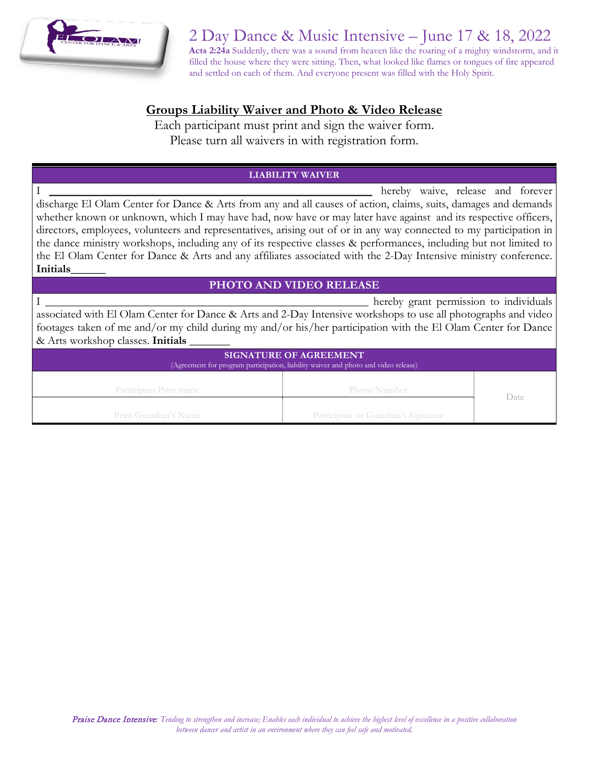EL OLAM CENTER FOR DANCE & ARTS

# 2 Day Dance & Music Intensive – June 17 & 18, 2022

**Acts 2:24a** Suddenly, there was a sound from heaven like the roaring of a mighty windstorm, and it filled the house where they were sitting. Then, what looked like flames or tongues of fire appeared and settled on each of them. And everyone present was filled with the Holy Spirit.

## Groups Liability Waiver and Photo & Video Release

Each participant must print and sign the waiver form.
Please turn all waivers in with registration form.

### LIABILITY WAIVER

I ______________________________________________ hereby waive, release and forever discharge El Olam Center for Dance & Arts from any and all causes of action, claims, suits, damages and demands whether known or unknown, which I may have had, now have or may later have against and its respective officers, directors, employees, volunteers and representatives, arising out of or in any way connected to my participation in the dance ministry workshops, including any of its respective classes & performances, including but not limited to the El Olam Center for Dance & Arts and any affiliates associated with the 2-Day Intensive ministry conference. **Initials**______

### PHOTO AND VIDEO RELEASE

I ______________________________________________ hereby grant permission to individuals associated with El Olam Center for Dance & Arts and 2-Day Intensive workshops to use all photographs and video footages taken of me and/or my child during my and/or his/her participation with the El Olam Center for Dance & Arts workshop classes. **Initials** _______

### SIGNATURE OF AGREEMENT

(Agreement for program participation, liability waiver and photo and video release)

| | | |
|---|---|---|
| Participant Print name | Phone Number | Date |
| Print Guardian's Name | Participant or Guardian's Signature | |

*Praise Dance Intensive: Tending to strengthen and increase; Enables each individual to achieve the highest level of excellence in a positive collaboration between dancer and artist in an environment where they can feel safe and motivated.*